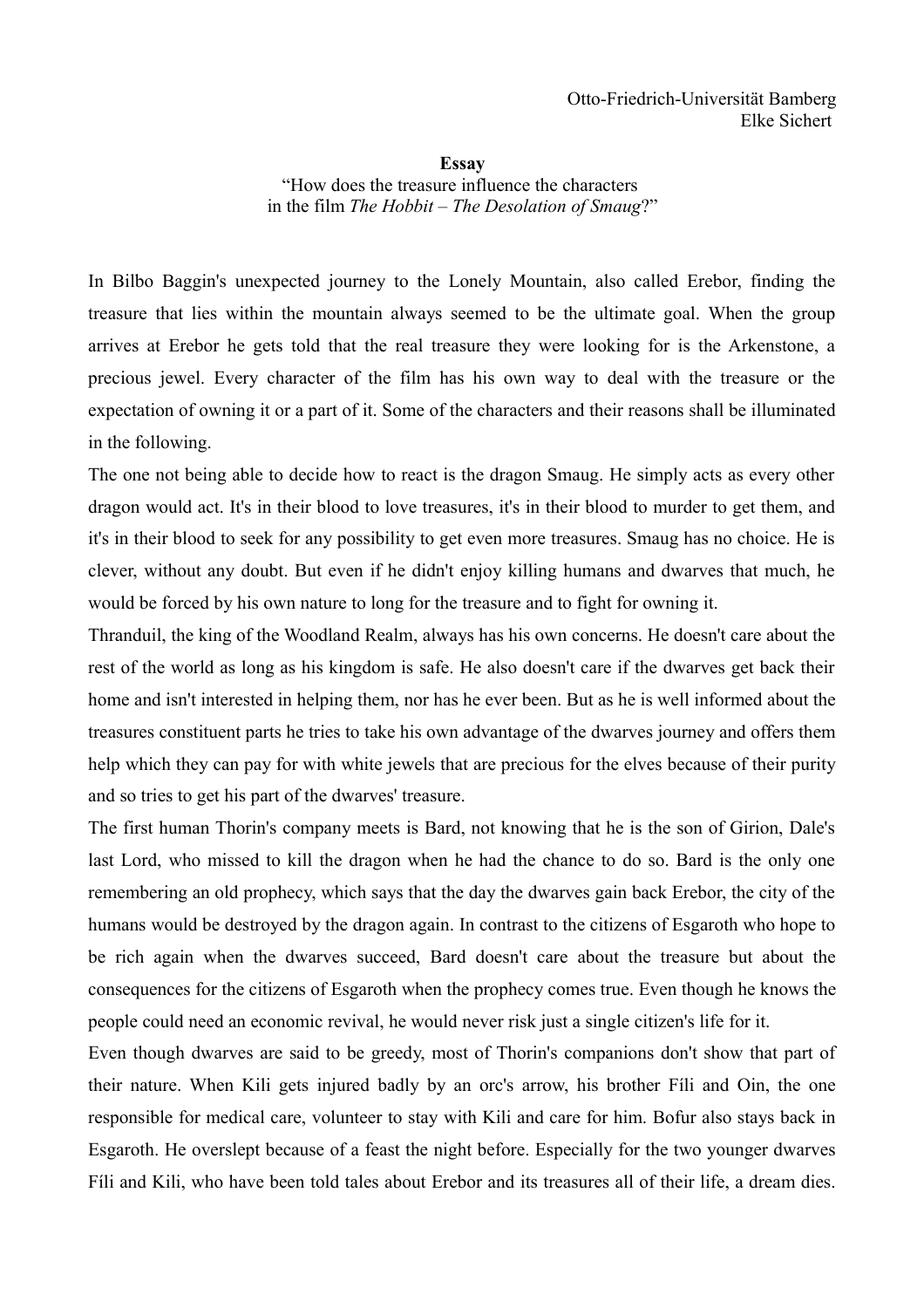Otto-Friedrich-Universität Bamberg
Elke Sichert

**Essay**

"How does the treasure influence the characters in the film *The Hobbit – The Desolation of Smaug*?"

In Bilbo Baggin's unexpected journey to the Lonely Mountain, also called Erebor, finding the treasure that lies within the mountain always seemed to be the ultimate goal. When the group arrives at Erebor he gets told that the real treasure they were looking for is the Arkenstone, a precious jewel. Every character of the film has his own way to deal with the treasure or the expectation of owning it or a part of it. Some of the characters and their reasons shall be illuminated in the following.

The one not being able to decide how to react is the dragon Smaug. He simply acts as every other dragon would act. It's in their blood to love treasures, it's in their blood to murder to get them, and it's in their blood to seek for any possibility to get even more treasures. Smaug has no choice. He is clever, without any doubt. But even if he didn't enjoy killing humans and dwarves that much, he would be forced by his own nature to long for the treasure and to fight for owning it.

Thranduil, the king of the Woodland Realm, always has his own concerns. He doesn't care about the rest of the world as long as his kingdom is safe. He also doesn't care if the dwarves get back their home and isn't interested in helping them, nor has he ever been. But as he is well informed about the treasures constituent parts he tries to take his own advantage of the dwarves journey and offers them help which they can pay for with white jewels that are precious for the elves because of their purity and so tries to get his part of the dwarves' treasure.

The first human Thorin's company meets is Bard, not knowing that he is the son of Girion, Dale's last Lord, who missed to kill the dragon when he had the chance to do so. Bard is the only one remembering an old prophecy, which says that the day the dwarves gain back Erebor, the city of the humans would be destroyed by the dragon again. In contrast to the citizens of Esgaroth who hope to be rich again when the dwarves succeed, Bard doesn't care about the treasure but about the consequences for the citizens of Esgaroth when the prophecy comes true. Even though he knows the people could need an economic revival, he would never risk just a single citizen's life for it.

Even though dwarves are said to be greedy, most of Thorin's companions don't show that part of their nature. When Kili gets injured badly by an orc's arrow, his brother Fíli and Oin, the one responsible for medical care, volunteer to stay with Kili and care for him. Bofur also stays back in Esgaroth. He overslept because of a feast the night before. Especially for the two younger dwarves Fíli and Kili, who have been told tales about Erebor and its treasures all of their life, a dream dies.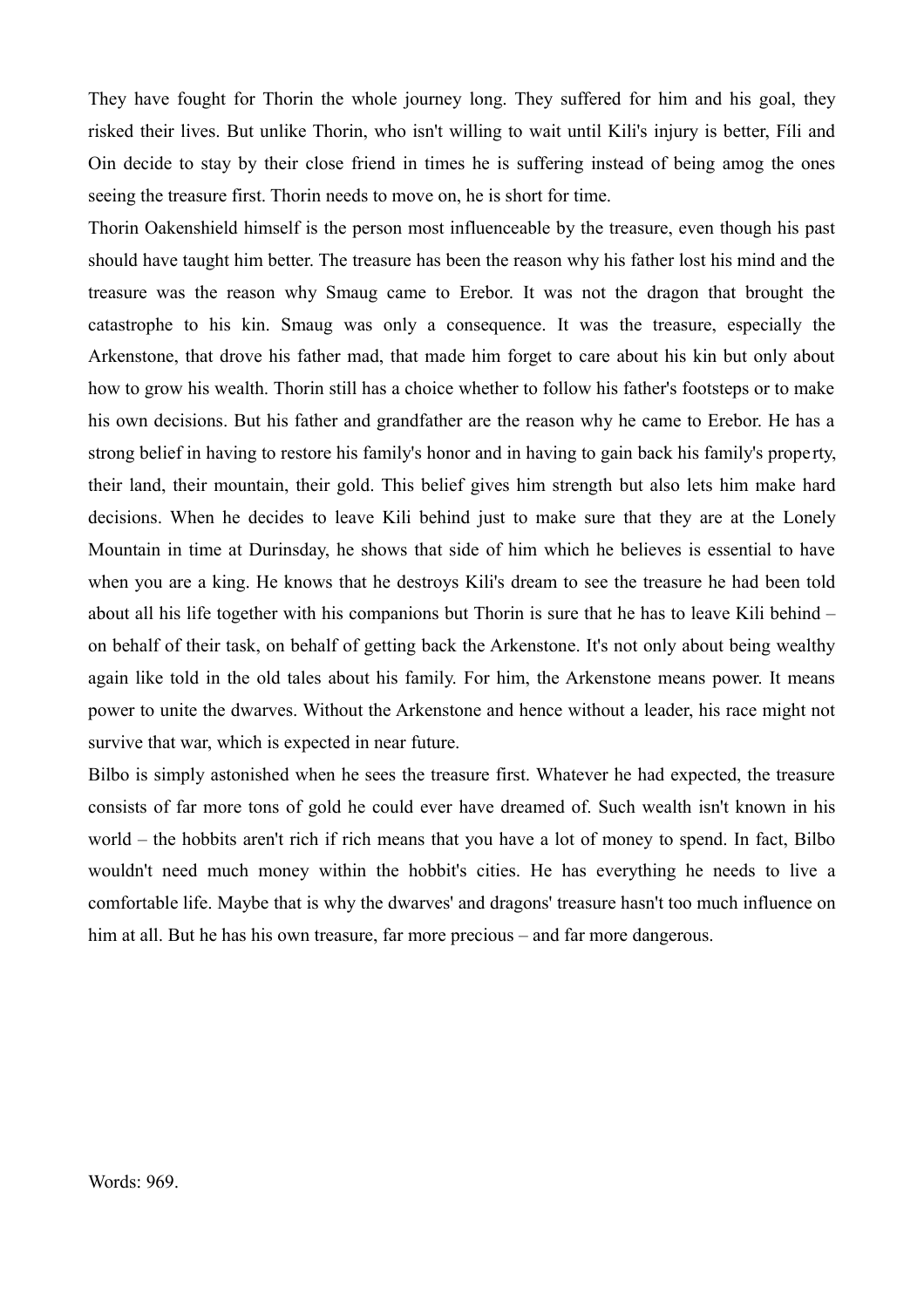They have fought for Thorin the whole journey long. They suffered for him and his goal, they risked their lives. But unlike Thorin, who isn't willing to wait until Kili's injury is better, Fíli and Oin decide to stay by their close friend in times he is suffering instead of being amog the ones seeing the treasure first. Thorin needs to move on, he is short for time.

Thorin Oakenshield himself is the person most influenceable by the treasure, even though his past should have taught him better. The treasure has been the reason why his father lost his mind and the treasure was the reason why Smaug came to Erebor. It was not the dragon that brought the catastrophe to his kin. Smaug was only a consequence. It was the treasure, especially the Arkenstone, that drove his father mad, that made him forget to care about his kin but only about how to grow his wealth. Thorin still has a choice whether to follow his father's footsteps or to make his own decisions. But his father and grandfather are the reason why he came to Erebor. He has a strong belief in having to restore his family's honor and in having to gain back his family's property, their land, their mountain, their gold. This belief gives him strength but also lets him make hard decisions. When he decides to leave Kili behind just to make sure that they are at the Lonely Mountain in time at Durinsday, he shows that side of him which he believes is essential to have when you are a king. He knows that he destroys Kili's dream to see the treasure he had been told about all his life together with his companions but Thorin is sure that he has to leave Kili behind – on behalf of their task, on behalf of getting back the Arkenstone. It's not only about being wealthy again like told in the old tales about his family. For him, the Arkenstone means power. It means power to unite the dwarves. Without the Arkenstone and hence without a leader, his race might not survive that war, which is expected in near future.

Bilbo is simply astonished when he sees the treasure first. Whatever he had expected, the treasure consists of far more tons of gold he could ever have dreamed of. Such wealth isn't known in his world – the hobbits aren't rich if rich means that you have a lot of money to spend. In fact, Bilbo wouldn't need much money within the hobbit's cities. He has everything he needs to live a comfortable life. Maybe that is why the dwarves' and dragons' treasure hasn't too much influence on him at all. But he has his own treasure, far more precious – and far more dangerous.

Words: 969.